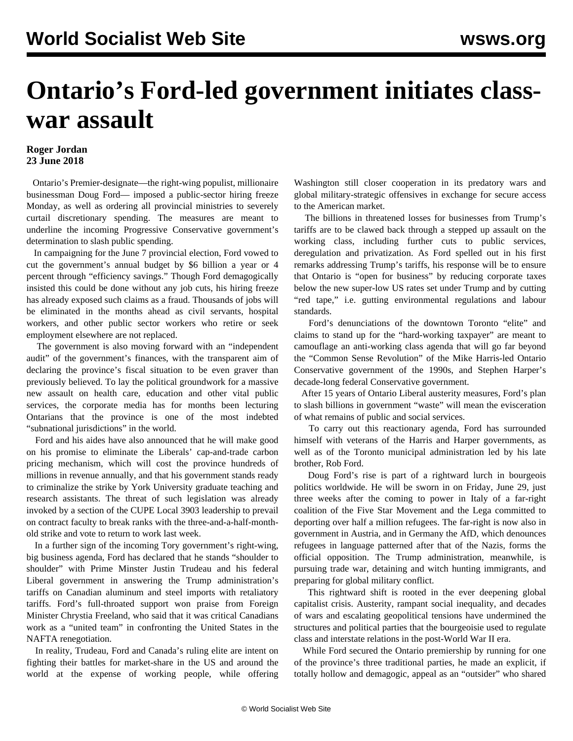# Ontario's Ford-led government initiates class-war assault

**Roger Jordan**
**23 June 2018**

Ontario's Premier-designate—the right-wing populist, millionaire businessman Doug Ford— imposed a public-sector hiring freeze Monday, as well as ordering all provincial ministries to severely curtail discretionary spending. The measures are meant to underline the incoming Progressive Conservative government's determination to slash public spending.

In campaigning for the June 7 provincial election, Ford vowed to cut the government's annual budget by $6 billion a year or 4 percent through "efficiency savings." Though Ford demagogically insisted this could be done without any job cuts, his hiring freeze has already exposed such claims as a fraud. Thousands of jobs will be eliminated in the months ahead as civil servants, hospital workers, and other public sector workers who retire or seek employment elsewhere are not replaced.

The government is also moving forward with an "independent audit" of the government's finances, with the transparent aim of declaring the province's fiscal situation to be even graver than previously believed. To lay the political groundwork for a massive new assault on health care, education and other vital public services, the corporate media has for months been lecturing Ontarians that the province is one of the most indebted "subnational jurisdictions" in the world.

Ford and his aides have also announced that he will make good on his promise to eliminate the Liberals' cap-and-trade carbon pricing mechanism, which will cost the province hundreds of millions in revenue annually, and that his government stands ready to criminalize the strike by York University graduate teaching and research assistants. The threat of such legislation was already invoked by a section of the CUPE Local 3903 leadership to prevail on contract faculty to break ranks with the three-and-a-half-month-old strike and vote to return to work last week.

In a further sign of the incoming Tory government's right-wing, big business agenda, Ford has declared that he stands "shoulder to shoulder" with Prime Minster Justin Trudeau and his federal Liberal government in answering the Trump administration's tariffs on Canadian aluminum and steel imports with retaliatory tariffs. Ford's full-throated support won praise from Foreign Minister Chrystia Freeland, who said that it was critical Canadians work as a "united team" in confronting the United States in the NAFTA renegotiation.

In reality, Trudeau, Ford and Canada's ruling elite are intent on fighting their battles for market-share in the US and around the world at the expense of working people, while offering Washington still closer cooperation in its predatory wars and global military-strategic offensives in exchange for secure access to the American market.

The billions in threatened losses for businesses from Trump's tariffs are to be clawed back through a stepped up assault on the working class, including further cuts to public services, deregulation and privatization. As Ford spelled out in his first remarks addressing Trump's tariffs, his response will be to ensure that Ontario is "open for business" by reducing corporate taxes below the new super-low US rates set under Trump and by cutting "red tape," i.e. gutting environmental regulations and labour standards.

Ford's denunciations of the downtown Toronto "elite" and claims to stand up for the "hard-working taxpayer" are meant to camouflage an anti-working class agenda that will go far beyond the "Common Sense Revolution" of the Mike Harris-led Ontario Conservative government of the 1990s, and Stephen Harper's decade-long federal Conservative government.

After 15 years of Ontario Liberal austerity measures, Ford's plan to slash billions in government "waste" will mean the evisceration of what remains of public and social services.

To carry out this reactionary agenda, Ford has surrounded himself with veterans of the Harris and Harper governments, as well as of the Toronto municipal administration led by his late brother, Rob Ford.

Doug Ford's rise is part of a rightward lurch in bourgeois politics worldwide. He will be sworn in on Friday, June 29, just three weeks after the coming to power in Italy of a far-right coalition of the Five Star Movement and the Lega committed to deporting over half a million refugees. The far-right is now also in government in Austria, and in Germany the AfD, which denounces refugees in language patterned after that of the Nazis, forms the official opposition. The Trump administration, meanwhile, is pursuing trade war, detaining and witch hunting immigrants, and preparing for global military conflict.

This rightward shift is rooted in the ever deepening global capitalist crisis. Austerity, rampant social inequality, and decades of wars and escalating geopolitical tensions have undermined the structures and political parties that the bourgeoisie used to regulate class and interstate relations in the post-World War II era.

While Ford secured the Ontario premiership by running for one of the province's three traditional parties, he made an explicit, if totally hollow and demagogic, appeal as an "outsider" who shared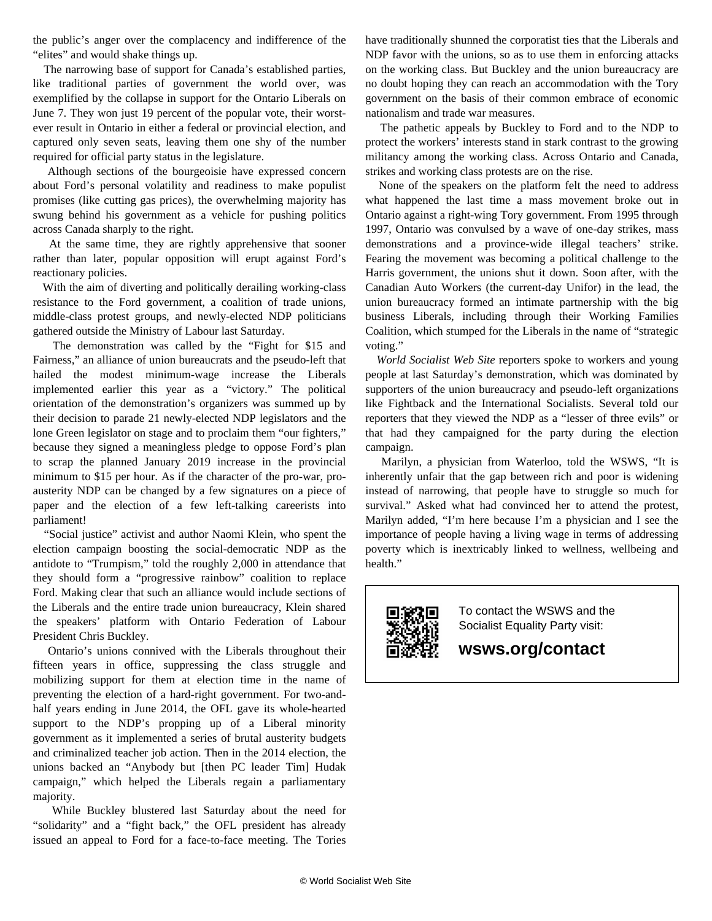the public's anger over the complacency and indifference of the "elites" and would shake things up.

The narrowing base of support for Canada's established parties, like traditional parties of government the world over, was exemplified by the collapse in support for the Ontario Liberals on June 7. They won just 19 percent of the popular vote, their worst-ever result in Ontario in either a federal or provincial election, and captured only seven seats, leaving them one shy of the number required for official party status in the legislature.

Although sections of the bourgeoisie have expressed concern about Ford's personal volatility and readiness to make populist promises (like cutting gas prices), the overwhelming majority has swung behind his government as a vehicle for pushing politics across Canada sharply to the right.

At the same time, they are rightly apprehensive that sooner rather than later, popular opposition will erupt against Ford's reactionary policies.

With the aim of diverting and politically derailing working-class resistance to the Ford government, a coalition of trade unions, middle-class protest groups, and newly-elected NDP politicians gathered outside the Ministry of Labour last Saturday.

The demonstration was called by the "Fight for $15 and Fairness," an alliance of union bureaucrats and the pseudo-left that hailed the modest minimum-wage increase the Liberals implemented earlier this year as a "victory." The political orientation of the demonstration's organizers was summed up by their decision to parade 21 newly-elected NDP legislators and the lone Green legislator on stage and to proclaim them "our fighters," because they signed a meaningless pledge to oppose Ford's plan to scrap the planned January 2019 increase in the provincial minimum to $15 per hour. As if the character of the pro-war, pro-austerity NDP can be changed by a few signatures on a piece of paper and the election of a few left-talking careerists into parliament!

"Social justice" activist and author Naomi Klein, who spent the election campaign boosting the social-democratic NDP as the antidote to "Trumpism," told the roughly 2,000 in attendance that they should form a "progressive rainbow" coalition to replace Ford. Making clear that such an alliance would include sections of the Liberals and the entire trade union bureaucracy, Klein shared the speakers' platform with Ontario Federation of Labour President Chris Buckley.

Ontario's unions connived with the Liberals throughout their fifteen years in office, suppressing the class struggle and mobilizing support for them at election time in the name of preventing the election of a hard-right government. For two-and-half years ending in June 2014, the OFL gave its whole-hearted support to the NDP's propping up of a Liberal minority government as it implemented a series of brutal austerity budgets and criminalized teacher job action. Then in the 2014 election, the unions backed an "Anybody but [then PC leader Tim] Hudak campaign," which helped the Liberals regain a parliamentary majority.

While Buckley blustered last Saturday about the need for "solidarity" and a "fight back," the OFL president has already issued an appeal to Ford for a face-to-face meeting. The Tories have traditionally shunned the corporatist ties that the Liberals and NDP favor with the unions, so as to use them in enforcing attacks on the working class. But Buckley and the union bureaucracy are no doubt hoping they can reach an accommodation with the Tory government on the basis of their common embrace of economic nationalism and trade war measures.

The pathetic appeals by Buckley to Ford and to the NDP to protect the workers' interests stand in stark contrast to the growing militancy among the working class. Across Ontario and Canada, strikes and working class protests are on the rise.

None of the speakers on the platform felt the need to address what happened the last time a mass movement broke out in Ontario against a right-wing Tory government. From 1995 through 1997, Ontario was convulsed by a wave of one-day strikes, mass demonstrations and a province-wide illegal teachers' strike. Fearing the movement was becoming a political challenge to the Harris government, the unions shut it down. Soon after, with the Canadian Auto Workers (the current-day Unifor) in the lead, the union bureaucracy formed an intimate partnership with the big business Liberals, including through their Working Families Coalition, which stumped for the Liberals in the name of "strategic voting."

*World Socialist Web Site* reporters spoke to workers and young people at last Saturday's demonstration, which was dominated by supporters of the union bureaucracy and pseudo-left organizations like Fightback and the International Socialists. Several told our reporters that they viewed the NDP as a "lesser of three evils" or that had they campaigned for the party during the election campaign.

Marilyn, a physician from Waterloo, told the WSWS, "It is inherently unfair that the gap between rich and poor is widening instead of narrowing, that people have to struggle so much for survival." Asked what had convinced her to attend the protest, Marilyn added, "I'm here because I'm a physician and I see the importance of people having a living wage in terms of addressing poverty which is inextricably linked to wellness, wellbeing and health."

To contact the WSWS and the Socialist Equality Party visit:

**wsws.org/contact**